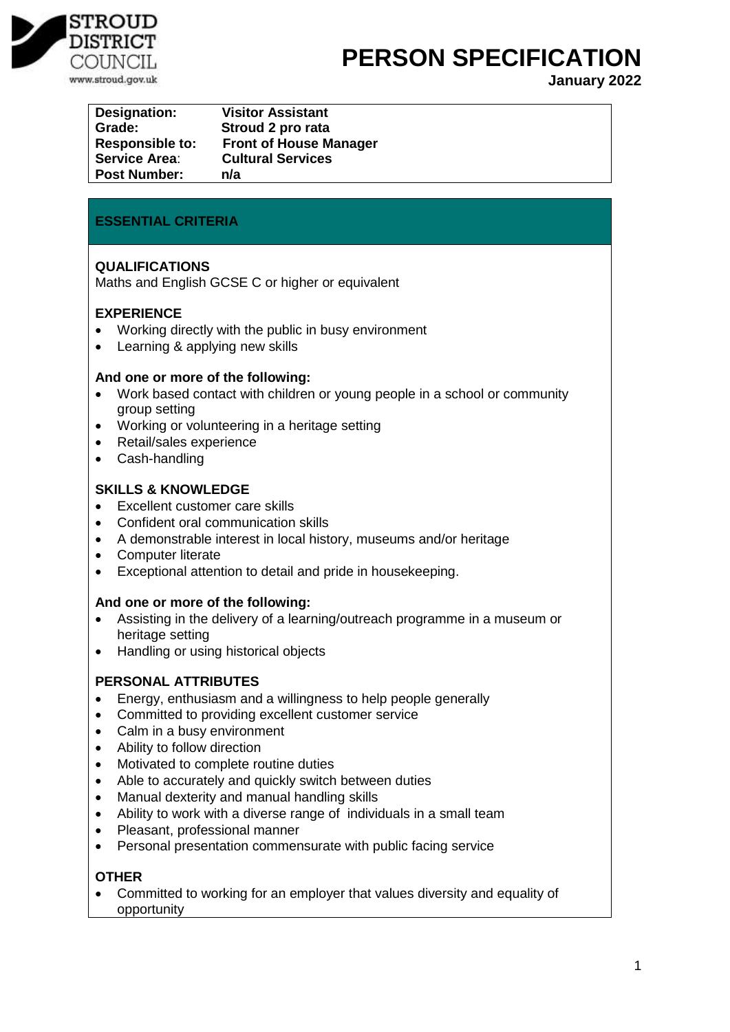STROUD DISTRICT COUNCIL
www.stroud.gov.uk

# PERSON SPECIFICATION

**January 2022**

| | |
|---|---|
| **Designation:** | **Visitor Assistant** |
| **Grade:** | **Stroud 2 pro rata** |
| **Responsible to:** | **Front of House Manager** |
| **Service Area:** | **Cultural Services** |
| **Post Number:** | **n/a** |

## ESSENTIAL CRITERIA

### QUALIFICATIONS

Maths and English GCSE C or higher or equivalent

### EXPERIENCE

- Working directly with the public in busy environment
- Learning & applying new skills

**And one or more of the following:**

- Work based contact with children or young people in a school or community group setting
- Working or volunteering in a heritage setting
- Retail/sales experience
- Cash-handling

### SKILLS & KNOWLEDGE

- Excellent customer care skills
- Confident oral communication skills
- A demonstrable interest in local history, museums and/or heritage
- Computer literate
- Exceptional attention to detail and pride in housekeeping.

**And one or more of the following:**

- Assisting in the delivery of a learning/outreach programme in a museum or heritage setting
- Handling or using historical objects

### PERSONAL ATTRIBUTES

- Energy, enthusiasm and a willingness to help people generally
- Committed to providing excellent customer service
- Calm in a busy environment
- Ability to follow direction
- Motivated to complete routine duties
- Able to accurately and quickly switch between duties
- Manual dexterity and manual handling skills
- Ability to work with a diverse range of individuals in a small team
- Pleasant, professional manner
- Personal presentation commensurate with public facing service

### OTHER

- Committed to working for an employer that values diversity and equality of opportunity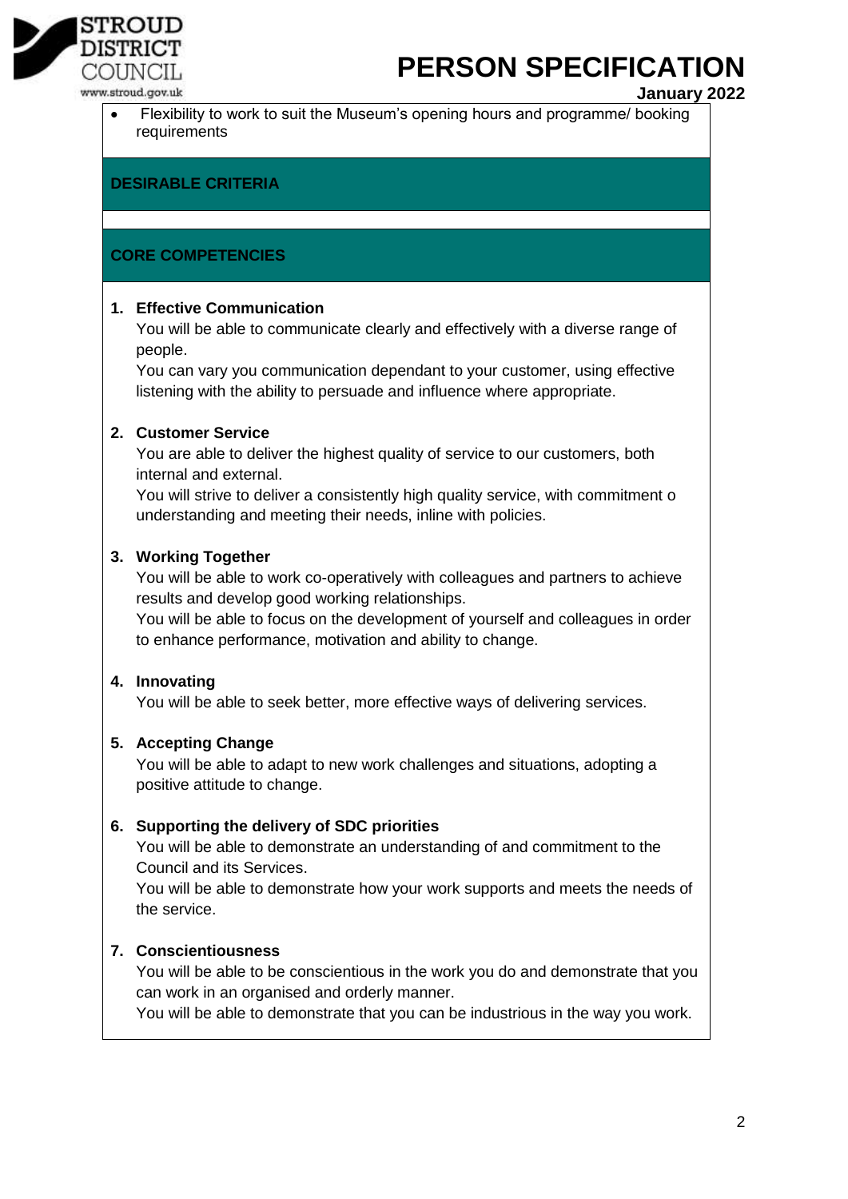- Flexibility to work to suit the Museum's opening hours and programme/ booking requirements

**DESIRABLE CRITERIA**

**CORE COMPETENCIES**

1. **Effective Communication**
   You will be able to communicate clearly and effectively with a diverse range of people.
   You can vary you communication dependant to your customer, using effective listening with the ability to persuade and influence where appropriate.

2. **Customer Service**
   You are able to deliver the highest quality of service to our customers, both internal and external.
   You will strive to deliver a consistently high quality service, with commitment o understanding and meeting their needs, inline with policies.

3. **Working Together**
   You will be able to work co-operatively with colleagues and partners to achieve results and develop good working relationships.
   You will be able to focus on the development of yourself and colleagues in order to enhance performance, motivation and ability to change.

4. **Innovating**
   You will be able to seek better, more effective ways of delivering services.

5. **Accepting Change**
   You will be able to adapt to new work challenges and situations, adopting a positive attitude to change.

6. **Supporting the delivery of SDC priorities**
   You will be able to demonstrate an understanding of and commitment to the Council and its Services.
   You will be able to demonstrate how your work supports and meets the needs of the service.

7. **Conscientiousness**
   You will be able to be conscientious in the work you do and demonstrate that you can work in an organised and orderly manner.
   You will be able to demonstrate that you can be industrious in the way you work.